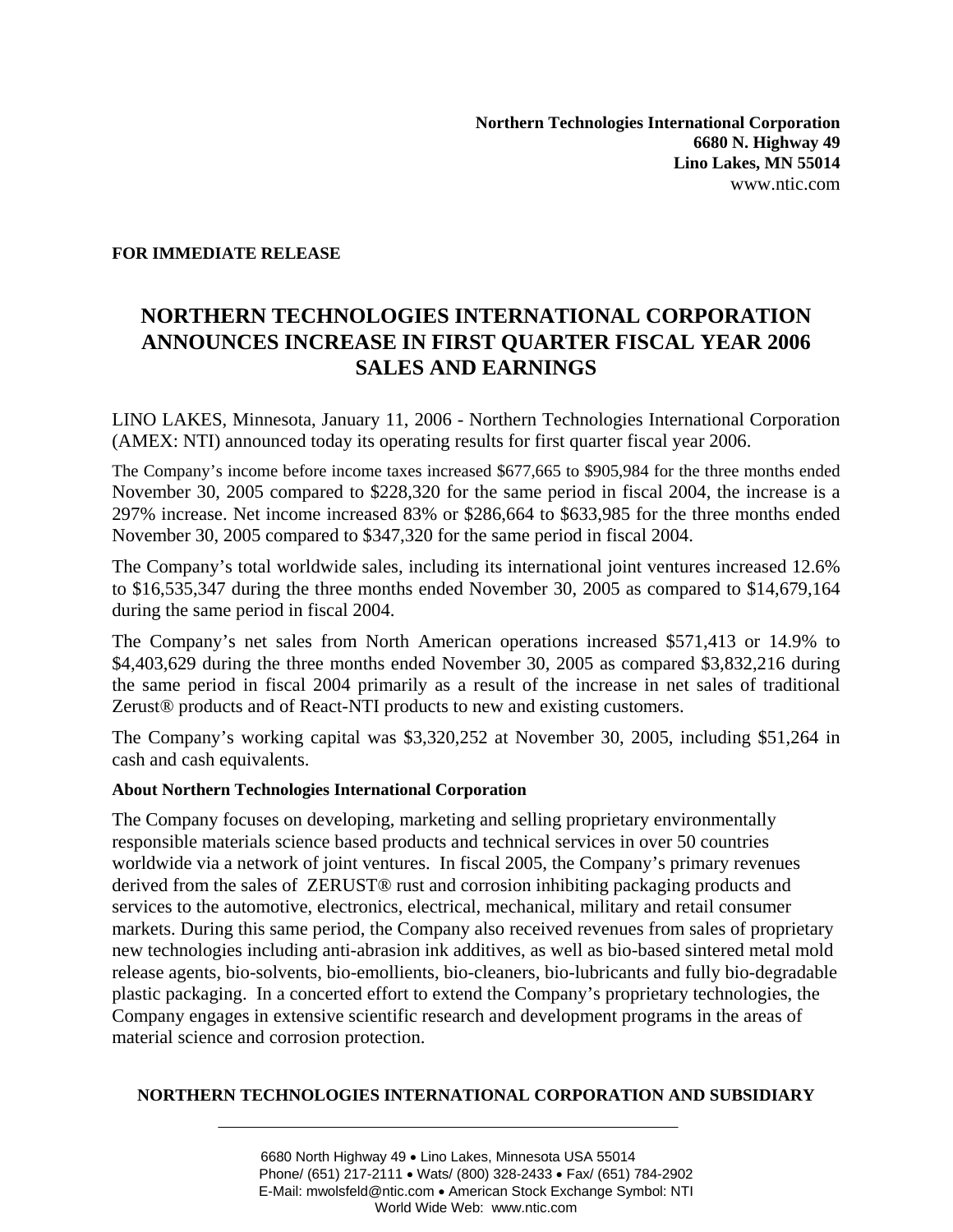**Northern Technologies International Corporation**
**6680 N. Highway 49**
**Lino Lakes, MN 55014**
www.ntic.com

**FOR IMMEDIATE RELEASE**

# NORTHERN TECHNOLOGIES INTERNATIONAL CORPORATION ANNOUNCES INCREASE IN FIRST QUARTER FISCAL YEAR 2006 SALES AND EARNINGS

LINO LAKES, Minnesota, January 11, 2006 - Northern Technologies International Corporation (AMEX: NTI) announced today its operating results for first quarter fiscal year 2006.

The Company's income before income taxes increased $677,665 to $905,984 for the three months ended November 30, 2005 compared to $228,320 for the same period in fiscal 2004, the increase is a 297% increase. Net income increased 83% or $286,664 to $633,985 for the three months ended November 30, 2005 compared to $347,320 for the same period in fiscal 2004.

The Company's total worldwide sales, including its international joint ventures increased 12.6% to $16,535,347 during the three months ended November 30, 2005 as compared to $14,679,164 during the same period in fiscal 2004.

The Company's net sales from North American operations increased $571,413 or 14.9% to $4,403,629 during the three months ended November 30, 2005 as compared $3,832,216 during the same period in fiscal 2004 primarily as a result of the increase in net sales of traditional Zerust® products and of React-NTI products to new and existing customers.

The Company's working capital was $3,320,252 at November 30, 2005, including $51,264 in cash and cash equivalents.

**About Northern Technologies International Corporation**

The Company focuses on developing, marketing and selling proprietary environmentally responsible materials science based products and technical services in over 50 countries worldwide via a network of joint ventures. In fiscal 2005, the Company's primary revenues derived from the sales of ZERUST® rust and corrosion inhibiting packaging products and services to the automotive, electronics, electrical, mechanical, military and retail consumer markets. During this same period, the Company also received revenues from sales of proprietary new technologies including anti-abrasion ink additives, as well as bio-based sintered metal mold release agents, bio-solvents, bio-emollients, bio-cleaners, bio-lubricants and fully bio-degradable plastic packaging. In a concerted effort to extend the Company's proprietary technologies, the Company engages in extensive scientific research and development programs in the areas of material science and corrosion protection.

**NORTHERN TECHNOLOGIES INTERNATIONAL CORPORATION AND SUBSIDIARY**

6680 North Highway 49 • Lino Lakes, Minnesota USA 55014
Phone/ (651) 217-2111 • Wats/ (800) 328-2433 • Fax/ (651) 784-2902
E-Mail: mwolsfeld@ntic.com • American Stock Exchange Symbol: NTI
World Wide Web: www.ntic.com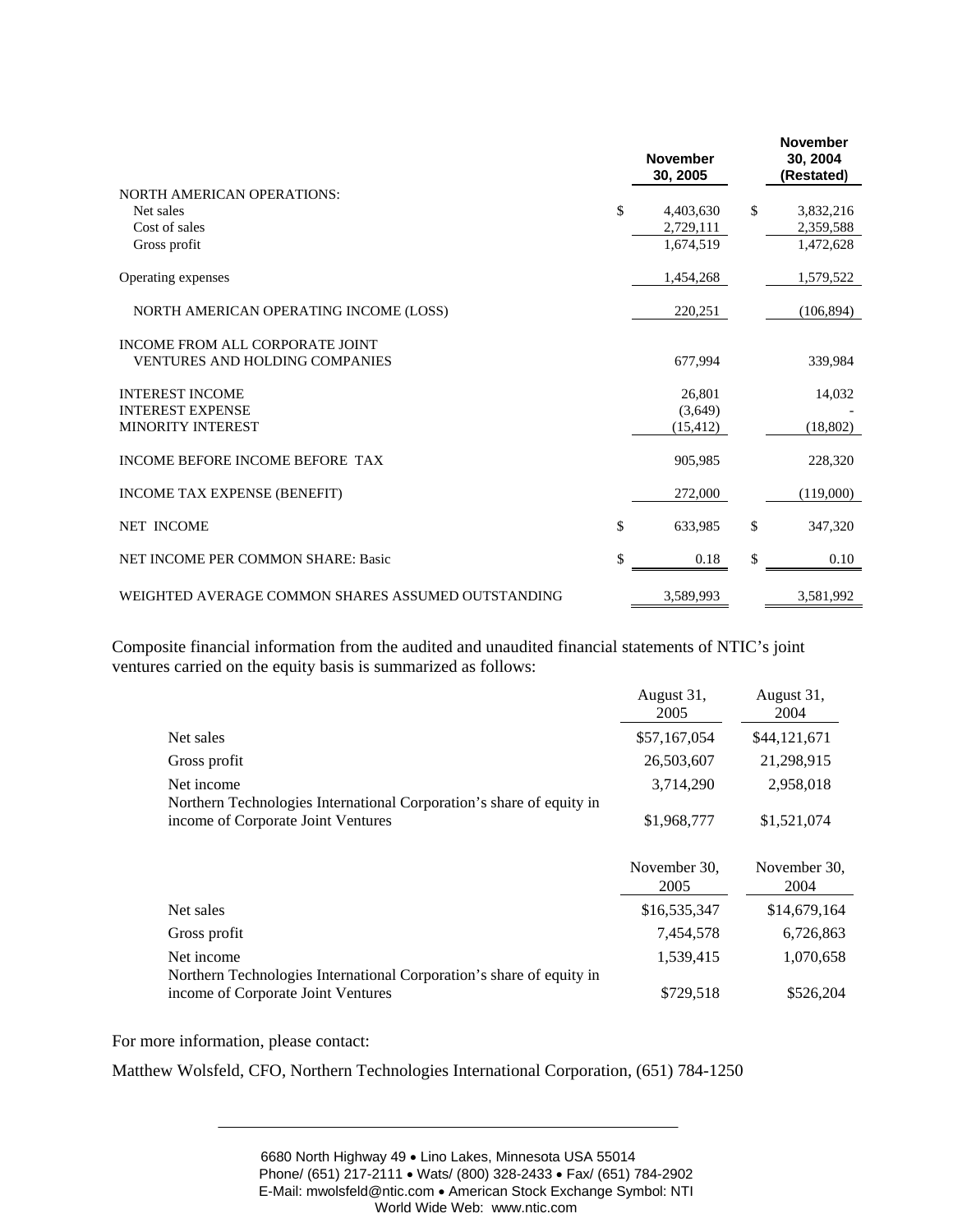| | November 30, 2005 | November 30, 2004 (Restated) |
|---|---|---|
| NORTH AMERICAN OPERATIONS: | | |
| Net sales | $ 4,403,630 | $ 3,832,216 |
| Cost of sales | 2,729,111 | 2,359,588 |
| Gross profit | 1,674,519 | 1,472,628 |
| Operating expenses | 1,454,268 | 1,579,522 |
| NORTH AMERICAN OPERATING INCOME (LOSS) | 220,251 | (106,894) |
| INCOME FROM ALL CORPORATE JOINT VENTURES AND HOLDING COMPANIES | 677,994 | 339,984 |
| INTEREST INCOME | 26,801 | 14,032 |
| INTEREST EXPENSE | (3,649) | - |
| MINORITY INTEREST | (15,412) | (18,802) |
| INCOME BEFORE INCOME BEFORE TAX | 905,985 | 228,320 |
| INCOME TAX EXPENSE (BENEFIT) | 272,000 | (119,000) |
| NET INCOME | $ 633,985 | $ 347,320 |
| NET INCOME PER COMMON SHARE: Basic | $ 0.18 | $ 0.10 |
| WEIGHTED AVERAGE COMMON SHARES ASSUMED OUTSTANDING | 3,589,993 | 3,581,992 |

Composite financial information from the audited and unaudited financial statements of NTIC's joint ventures carried on the equity basis is summarized as follows:

| | August 31, 2005 | August 31, 2004 |
|---|---|---|
| Net sales | $57,167,054 | $44,121,671 |
| Gross profit | 26,503,607 | 21,298,915 |
| Net income | 3,714,290 | 2,958,018 |
| Northern Technologies International Corporation's share of equity in income of Corporate Joint Ventures | $1,968,777 | $1,521,074 |

| | November 30, 2005 | November 30, 2004 |
|---|---|---|
| Net sales | $16,535,347 | $14,679,164 |
| Gross profit | 7,454,578 | 6,726,863 |
| Net income | 1,539,415 | 1,070,658 |
| Northern Technologies International Corporation's share of equity in income of Corporate Joint Ventures | $729,518 | $526,204 |

For more information, please contact:

Matthew Wolsfeld, CFO, Northern Technologies International Corporation, (651) 784-1250

6680 North Highway 49 • Lino Lakes, Minnesota USA 55014
Phone/ (651) 217-2111 • Wats/ (800) 328-2433 • Fax/ (651) 784-2902
E-Mail: mwolsfeld@ntic.com • American Stock Exchange Symbol: NTI
World Wide Web: www.ntic.com